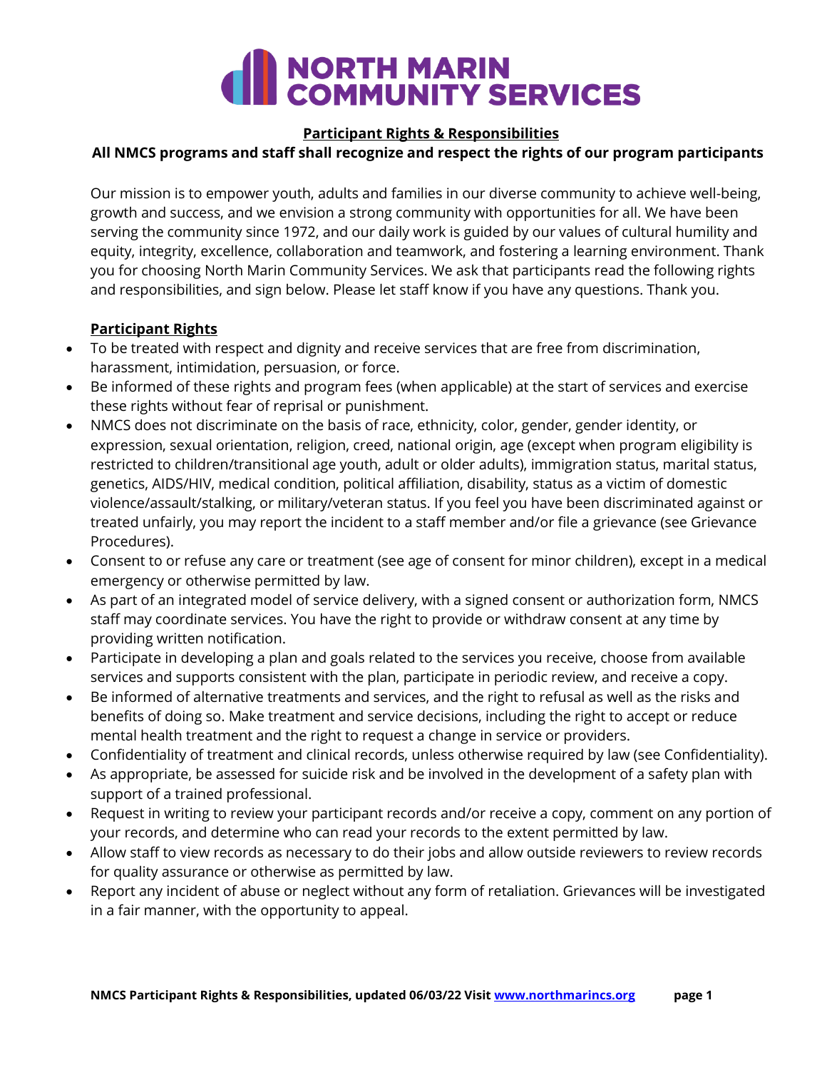# NORTH MARIN COMMUNITY SERVICES

## Participant Rights & Responsibilities

**All NMCS programs and staff shall recognize and respect the rights of our program participants**

Our mission is to empower youth, adults and families in our diverse community to achieve well-being, growth and success, and we envision a strong community with opportunities for all. We have been serving the community since 1972, and our daily work is guided by our values of cultural humility and equity, integrity, excellence, collaboration and teamwork, and fostering a learning environment. Thank you for choosing North Marin Community Services. We ask that participants read the following rights and responsibilities, and sign below. Please let staff know if you have any questions. Thank you.

### Participant Rights

- To be treated with respect and dignity and receive services that are free from discrimination, harassment, intimidation, persuasion, or force.
- Be informed of these rights and program fees (when applicable) at the start of services and exercise these rights without fear of reprisal or punishment.
- NMCS does not discriminate on the basis of race, ethnicity, color, gender, gender identity, or expression, sexual orientation, religion, creed, national origin, age (except when program eligibility is restricted to children/transitional age youth, adult or older adults), immigration status, marital status, genetics, AIDS/HIV, medical condition, political affiliation, disability, status as a victim of domestic violence/assault/stalking, or military/veteran status. If you feel you have been discriminated against or treated unfairly, you may report the incident to a staff member and/or file a grievance (see Grievance Procedures).
- Consent to or refuse any care or treatment (see age of consent for minor children), except in a medical emergency or otherwise permitted by law.
- As part of an integrated model of service delivery, with a signed consent or authorization form, NMCS staff may coordinate services. You have the right to provide or withdraw consent at any time by providing written notification.
- Participate in developing a plan and goals related to the services you receive, choose from available services and supports consistent with the plan, participate in periodic review, and receive a copy.
- Be informed of alternative treatments and services, and the right to refusal as well as the risks and benefits of doing so. Make treatment and service decisions, including the right to accept or reduce mental health treatment and the right to request a change in service or providers.
- Confidentiality of treatment and clinical records, unless otherwise required by law (see Confidentiality).
- As appropriate, be assessed for suicide risk and be involved in the development of a safety plan with support of a trained professional.
- Request in writing to review your participant records and/or receive a copy, comment on any portion of your records, and determine who can read your records to the extent permitted by law.
- Allow staff to view records as necessary to do their jobs and allow outside reviewers to review records for quality assurance or otherwise as permitted by law.
- Report any incident of abuse or neglect without any form of retaliation. Grievances will be investigated in a fair manner, with the opportunity to appeal.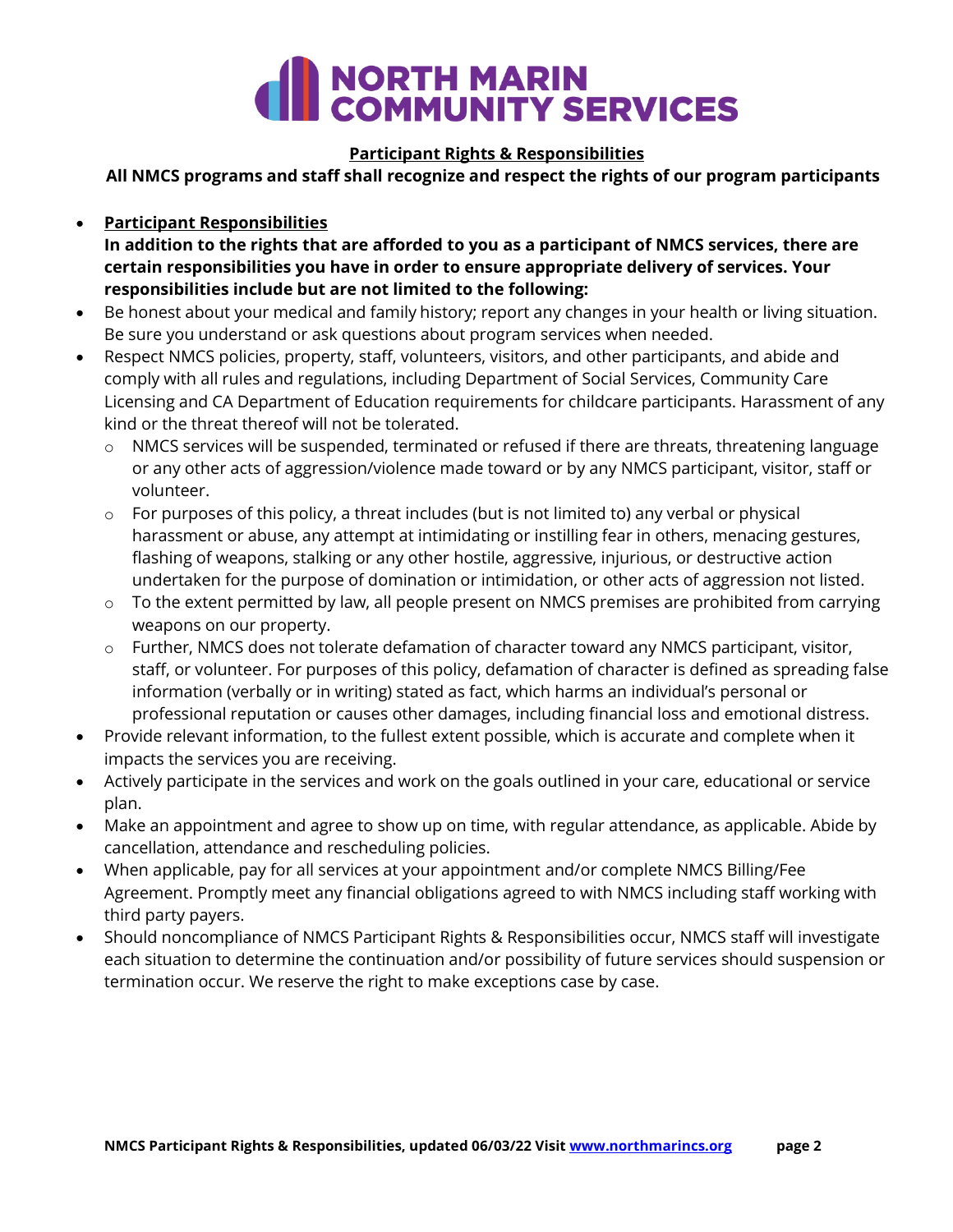# NORTH MARIN COMMUNITY SERVICES

**Participant Rights & Responsibilities**

**All NMCS programs and staff shall recognize and respect the rights of our program participants**

- **Participant Responsibilities**
  **In addition to the rights that are afforded to you as a participant of NMCS services, there are certain responsibilities you have in order to ensure appropriate delivery of services. Your responsibilities include but are not limited to the following:**
- Be honest about your medical and family history; report any changes in your health or living situation. Be sure you understand or ask questions about program services when needed.
- Respect NMCS policies, property, staff, volunteers, visitors, and other participants, and abide and comply with all rules and regulations, including Department of Social Services, Community Care Licensing and CA Department of Education requirements for childcare participants. Harassment of any kind or the threat thereof will not be tolerated.
  - NMCS services will be suspended, terminated or refused if there are threats, threatening language or any other acts of aggression/violence made toward or by any NMCS participant, visitor, staff or volunteer.
  - For purposes of this policy, a threat includes (but is not limited to) any verbal or physical harassment or abuse, any attempt at intimidating or instilling fear in others, menacing gestures, flashing of weapons, stalking or any other hostile, aggressive, injurious, or destructive action undertaken for the purpose of domination or intimidation, or other acts of aggression not listed.
  - To the extent permitted by law, all people present on NMCS premises are prohibited from carrying weapons on our property.
  - Further, NMCS does not tolerate defamation of character toward any NMCS participant, visitor, staff, or volunteer. For purposes of this policy, defamation of character is defined as spreading false information (verbally or in writing) stated as fact, which harms an individual's personal or professional reputation or causes other damages, including financial loss and emotional distress.
- Provide relevant information, to the fullest extent possible, which is accurate and complete when it impacts the services you are receiving.
- Actively participate in the services and work on the goals outlined in your care, educational or service plan.
- Make an appointment and agree to show up on time, with regular attendance, as applicable. Abide by cancellation, attendance and rescheduling policies.
- When applicable, pay for all services at your appointment and/or complete NMCS Billing/Fee Agreement. Promptly meet any financial obligations agreed to with NMCS including staff working with third party payers.
- Should noncompliance of NMCS Participant Rights & Responsibilities occur, NMCS staff will investigate each situation to determine the continuation and/or possibility of future services should suspension or termination occur. We reserve the right to make exceptions case by case.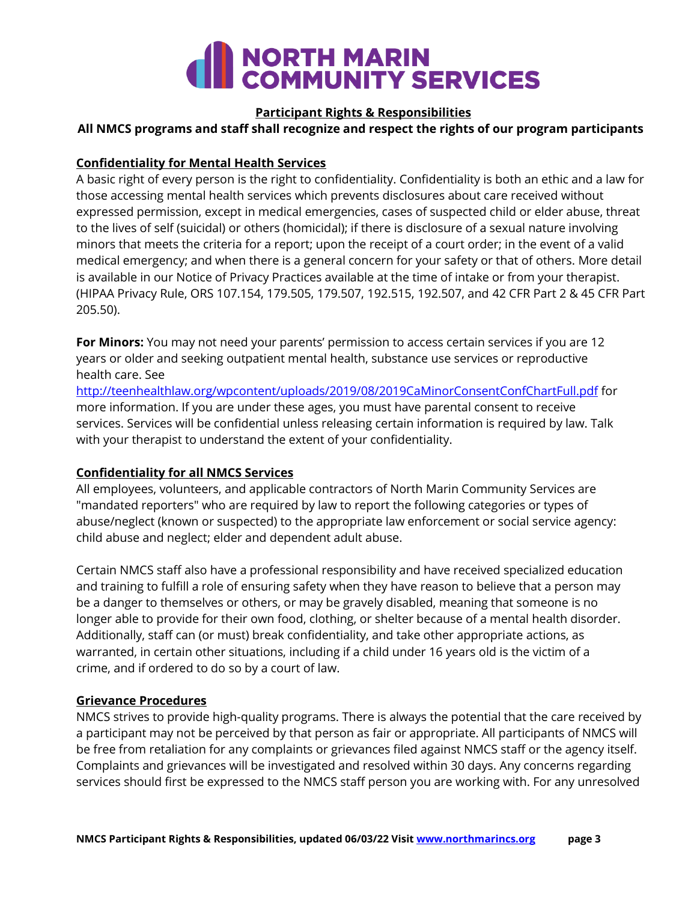# NORTH MARIN COMMUNITY SERVICES

## Participant Rights & Responsibilities

**All NMCS programs and staff shall recognize and respect the rights of our program participants**

### Confidentiality for Mental Health Services

A basic right of every person is the right to confidentiality. Confidentiality is both an ethic and a law for those accessing mental health services which prevents disclosures about care received without expressed permission, except in medical emergencies, cases of suspected child or elder abuse, threat to the lives of self (suicidal) or others (homicidal); if there is disclosure of a sexual nature involving minors that meets the criteria for a report; upon the receipt of a court order; in the event of a valid medical emergency; and when there is a general concern for your safety or that of others. More detail is available in our Notice of Privacy Practices available at the time of intake or from your therapist. (HIPAA Privacy Rule, ORS 107.154, 179.505, 179.507, 192.515, 192.507, and 42 CFR Part 2 & 45 CFR Part 205.50).

**For Minors:** You may not need your parents' permission to access certain services if you are 12 years or older and seeking outpatient mental health, substance use services or reproductive health care. See http://teenhealthlaw.org/wpcontent/uploads/2019/08/2019CaMinorConsentConfChartFull.pdf for more information. If you are under these ages, you must have parental consent to receive services. Services will be confidential unless releasing certain information is required by law. Talk with your therapist to understand the extent of your confidentiality.

### Confidentiality for all NMCS Services

All employees, volunteers, and applicable contractors of North Marin Community Services are "mandated reporters" who are required by law to report the following categories or types of abuse/neglect (known or suspected) to the appropriate law enforcement or social service agency: child abuse and neglect; elder and dependent adult abuse.

Certain NMCS staff also have a professional responsibility and have received specialized education and training to fulfill a role of ensuring safety when they have reason to believe that a person may be a danger to themselves or others, or may be gravely disabled, meaning that someone is no longer able to provide for their own food, clothing, or shelter because of a mental health disorder. Additionally, staff can (or must) break confidentiality, and take other appropriate actions, as warranted, in certain other situations, including if a child under 16 years old is the victim of a crime, and if ordered to do so by a court of law.

### Grievance Procedures

NMCS strives to provide high-quality programs. There is always the potential that the care received by a participant may not be perceived by that person as fair or appropriate. All participants of NMCS will be free from retaliation for any complaints or grievances filed against NMCS staff or the agency itself. Complaints and grievances will be investigated and resolved within 30 days. Any concerns regarding services should first be expressed to the NMCS staff person you are working with. For any unresolved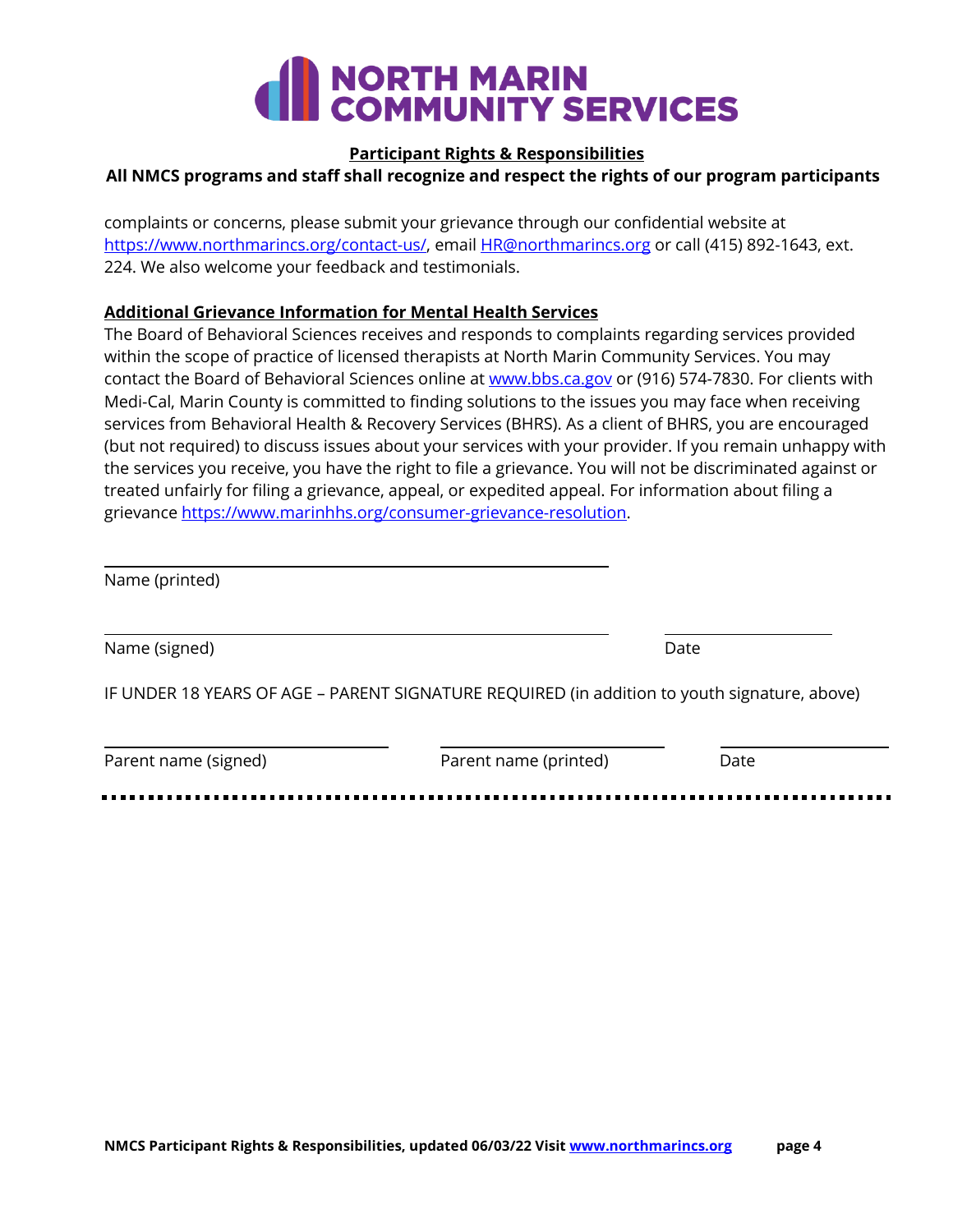complaints or concerns, please submit your grievance through our confidential website at https://www.northmarincs.org/contact-us/, email HR@northmarincs.org or call (415) 892-1643, ext. 224. We also welcome your feedback and testimonials.

**Additional Grievance Information for Mental Health Services**

The Board of Behavioral Sciences receives and responds to complaints regarding services provided within the scope of practice of licensed therapists at North Marin Community Services. You may contact the Board of Behavioral Sciences online at www.bbs.ca.gov or (916) 574-7830. For clients with Medi-Cal, Marin County is committed to finding solutions to the issues you may face when receiving services from Behavioral Health & Recovery Services (BHRS). As a client of BHRS, you are encouraged (but not required) to discuss issues about your services with your provider. If you remain unhappy with the services you receive, you have the right to file a grievance. You will not be discriminated against or treated unfairly for filing a grievance, appeal, or expedited appeal. For information about filing a grievance https://www.marinhhs.org/consumer-grievance-resolution.

\_\_\_\_\_\_\_\_\_\_\_\_\_\_\_\_\_\_\_\_\_\_\_\_\_\_\_\_\_\_\_\_\_\_\_\_\_\_\_\_

Name (printed)

\_\_\_\_\_\_\_\_\_\_\_\_\_\_\_\_\_\_\_\_\_\_\_\_\_\_\_\_\_\_\_\_\_\_\_\_\_\_\_\_ \_\_\_\_\_\_\_\_\_\_\_\_\_\_

Name (signed) Date

IF UNDER 18 YEARS OF AGE – PARENT SIGNATURE REQUIRED (in addition to youth signature, above)

\_\_\_\_\_\_\_\_\_\_\_\_\_\_\_\_\_\_\_\_\_\_ \_\_\_\_\_\_\_\_\_\_\_\_\_\_\_\_\_\_ \_\_\_\_\_\_\_\_\_\_\_\_\_\_

Parent name (signed) Parent name (printed) Date